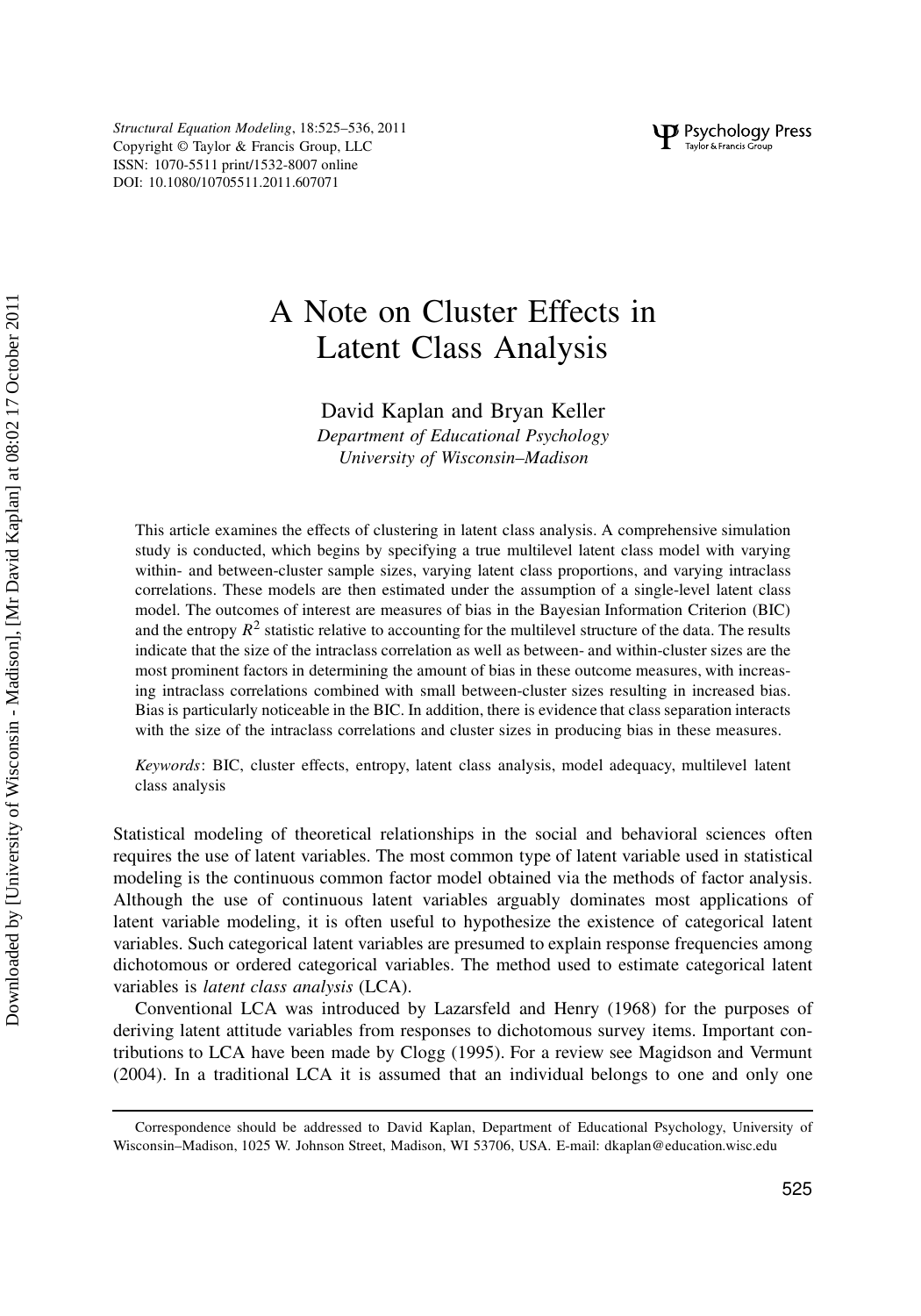# A Note on Cluster Effects in Latent Class Analysis

David Kaplan and Bryan Keller

*Department of Educational Psychology*
*University of Wisconsin–Madison*

This article examines the effects of clustering in latent class analysis. A comprehensive simulation study is conducted, which begins by specifying a true multilevel latent class model with varying within- and between-cluster sample sizes, varying latent class proportions, and varying intraclass correlations. These models are then estimated under the assumption of a single-level latent class model. The outcomes of interest are measures of bias in the Bayesian Information Criterion (BIC) and the entropy $R^2$ statistic relative to accounting for the multilevel structure of the data. The results indicate that the size of the intraclass correlation as well as between- and within-cluster sizes are the most prominent factors in determining the amount of bias in these outcome measures, with increasing intraclass correlations combined with small between-cluster sizes resulting in increased bias. Bias is particularly noticeable in the BIC. In addition, there is evidence that class separation interacts with the size of the intraclass correlations and cluster sizes in producing bias in these measures.

*Keywords*: BIC, cluster effects, entropy, latent class analysis, model adequacy, multilevel latent class analysis

Statistical modeling of theoretical relationships in the social and behavioral sciences often requires the use of latent variables. The most common type of latent variable used in statistical modeling is the continuous common factor model obtained via the methods of factor analysis. Although the use of continuous latent variables arguably dominates most applications of latent variable modeling, it is often useful to hypothesize the existence of categorical latent variables. Such categorical latent variables are presumed to explain response frequencies among dichotomous or ordered categorical variables. The method used to estimate categorical latent variables is *latent class analysis* (LCA).

Conventional LCA was introduced by Lazarsfeld and Henry (1968) for the purposes of deriving latent attitude variables from responses to dichotomous survey items. Important contributions to LCA have been made by Clogg (1995). For a review see Magidson and Vermunt (2004). In a traditional LCA it is assumed that an individual belongs to one and only one

Correspondence should be addressed to David Kaplan, Department of Educational Psychology, University of Wisconsin–Madison, 1025 W. Johnson Street, Madison, WI 53706, USA. E-mail: dkaplan@education.wisc.edu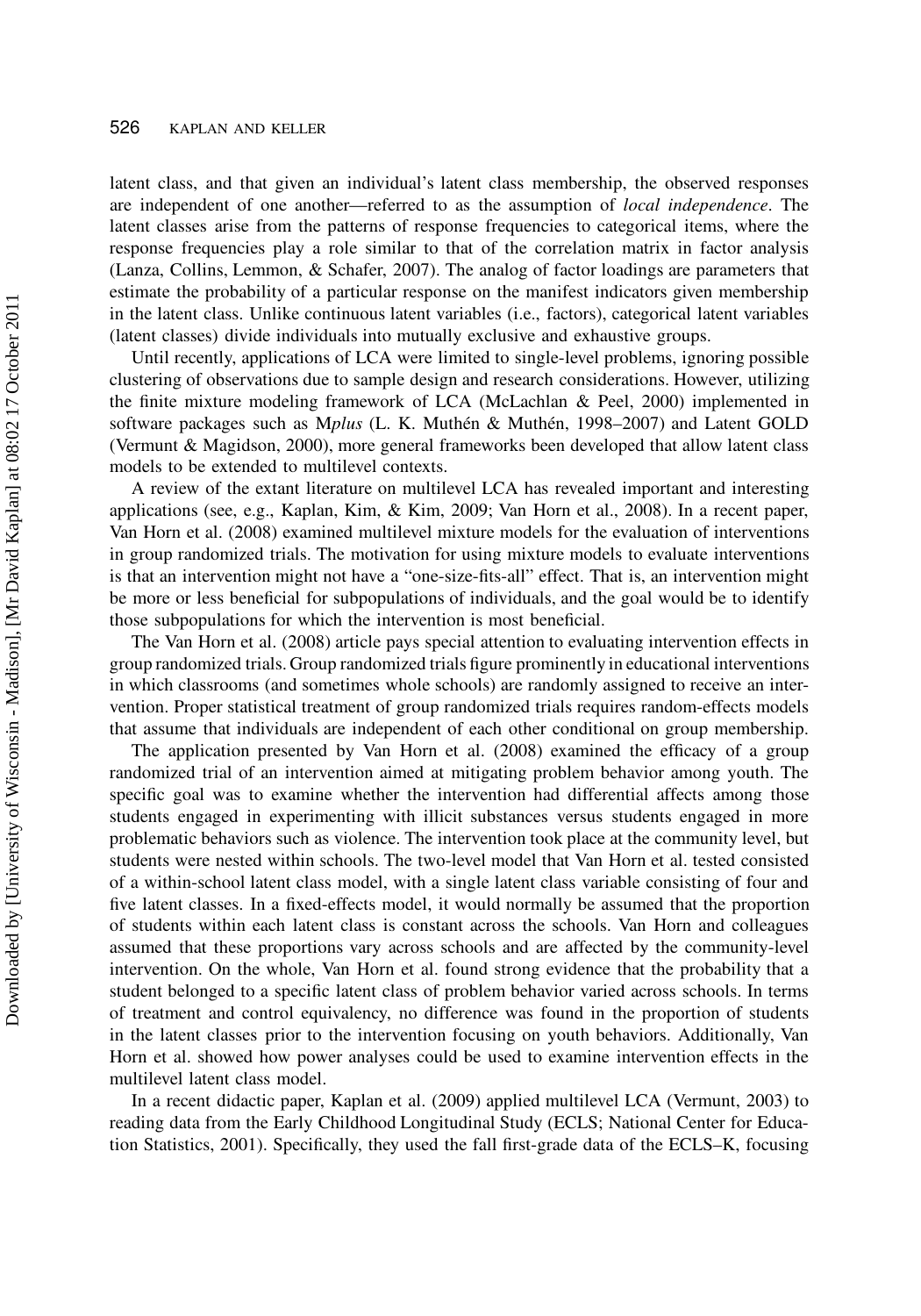latent class, and that given an individual's latent class membership, the observed responses are independent of one another—referred to as the assumption of *local independence*. The latent classes arise from the patterns of response frequencies to categorical items, where the response frequencies play a role similar to that of the correlation matrix in factor analysis (Lanza, Collins, Lemmon, & Schafer, 2007). The analog of factor loadings are parameters that estimate the probability of a particular response on the manifest indicators given membership in the latent class. Unlike continuous latent variables (i.e., factors), categorical latent variables (latent classes) divide individuals into mutually exclusive and exhaustive groups.

Until recently, applications of LCA were limited to single-level problems, ignoring possible clustering of observations due to sample design and research considerations. However, utilizing the finite mixture modeling framework of LCA (McLachlan & Peel, 2000) implemented in software packages such as M*plus* (L. K. Muthén & Muthén, 1998–2007) and Latent GOLD (Vermunt & Magidson, 2000), more general frameworks been developed that allow latent class models to be extended to multilevel contexts.

A review of the extant literature on multilevel LCA has revealed important and interesting applications (see, e.g., Kaplan, Kim, & Kim, 2009; Van Horn et al., 2008). In a recent paper, Van Horn et al. (2008) examined multilevel mixture models for the evaluation of interventions in group randomized trials. The motivation for using mixture models to evaluate interventions is that an intervention might not have a "one-size-fits-all" effect. That is, an intervention might be more or less beneficial for subpopulations of individuals, and the goal would be to identify those subpopulations for which the intervention is most beneficial.

The Van Horn et al. (2008) article pays special attention to evaluating intervention effects in group randomized trials. Group randomized trials figure prominently in educational interventions in which classrooms (and sometimes whole schools) are randomly assigned to receive an intervention. Proper statistical treatment of group randomized trials requires random-effects models that assume that individuals are independent of each other conditional on group membership.

The application presented by Van Horn et al. (2008) examined the efficacy of a group randomized trial of an intervention aimed at mitigating problem behavior among youth. The specific goal was to examine whether the intervention had differential affects among those students engaged in experimenting with illicit substances versus students engaged in more problematic behaviors such as violence. The intervention took place at the community level, but students were nested within schools. The two-level model that Van Horn et al. tested consisted of a within-school latent class model, with a single latent class variable consisting of four and five latent classes. In a fixed-effects model, it would normally be assumed that the proportion of students within each latent class is constant across the schools. Van Horn and colleagues assumed that these proportions vary across schools and are affected by the community-level intervention. On the whole, Van Horn et al. found strong evidence that the probability that a student belonged to a specific latent class of problem behavior varied across schools. In terms of treatment and control equivalency, no difference was found in the proportion of students in the latent classes prior to the intervention focusing on youth behaviors. Additionally, Van Horn et al. showed how power analyses could be used to examine intervention effects in the multilevel latent class model.

In a recent didactic paper, Kaplan et al. (2009) applied multilevel LCA (Vermunt, 2003) to reading data from the Early Childhood Longitudinal Study (ECLS; National Center for Education Statistics, 2001). Specifically, they used the fall first-grade data of the ECLS–K, focusing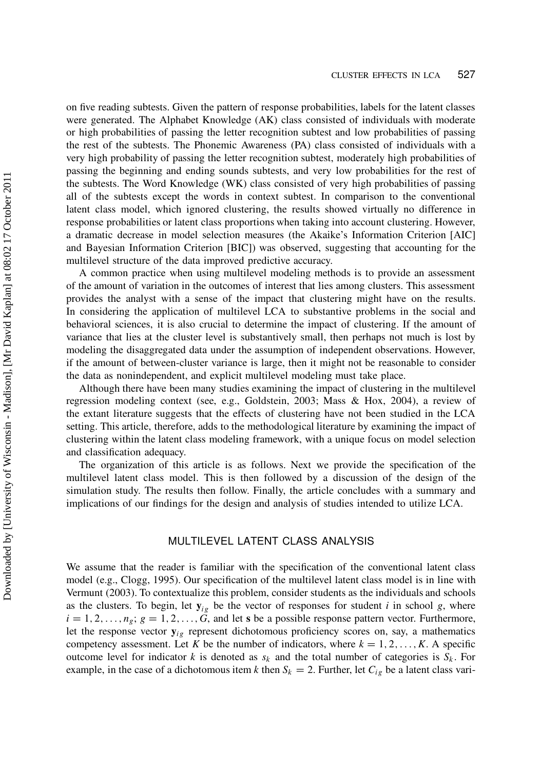on five reading subtests. Given the pattern of response probabilities, labels for the latent classes were generated. The Alphabet Knowledge (AK) class consisted of individuals with moderate or high probabilities of passing the letter recognition subtest and low probabilities of passing the rest of the subtests. The Phonemic Awareness (PA) class consisted of individuals with a very high probability of passing the letter recognition subtest, moderately high probabilities of passing the beginning and ending sounds subtests, and very low probabilities for the rest of the subtests. The Word Knowledge (WK) class consisted of very high probabilities of passing all of the subtests except the words in context subtest. In comparison to the conventional latent class model, which ignored clustering, the results showed virtually no difference in response probabilities or latent class proportions when taking into account clustering. However, a dramatic decrease in model selection measures (the Akaike's Information Criterion [AIC] and Bayesian Information Criterion [BIC]) was observed, suggesting that accounting for the multilevel structure of the data improved predictive accuracy.

A common practice when using multilevel modeling methods is to provide an assessment of the amount of variation in the outcomes of interest that lies among clusters. This assessment provides the analyst with a sense of the impact that clustering might have on the results. In considering the application of multilevel LCA to substantive problems in the social and behavioral sciences, it is also crucial to determine the impact of clustering. If the amount of variance that lies at the cluster level is substantively small, then perhaps not much is lost by modeling the disaggregated data under the assumption of independent observations. However, if the amount of between-cluster variance is large, then it might not be reasonable to consider the data as nonindependent, and explicit multilevel modeling must take place.

Although there have been many studies examining the impact of clustering in the multilevel regression modeling context (see, e.g., Goldstein, 2003; Mass & Hox, 2004), a review of the extant literature suggests that the effects of clustering have not been studied in the LCA setting. This article, therefore, adds to the methodological literature by examining the impact of clustering within the latent class modeling framework, with a unique focus on model selection and classification adequacy.

The organization of this article is as follows. Next we provide the specification of the multilevel latent class model. This is then followed by a discussion of the design of the simulation study. The results then follow. Finally, the article concludes with a summary and implications of our findings for the design and analysis of studies intended to utilize LCA.

## MULTILEVEL LATENT CLASS ANALYSIS

We assume that the reader is familiar with the specification of the conventional latent class model (e.g., Clogg, 1995). Our specification of the multilevel latent class model is in line with Vermunt (2003). To contextualize this problem, consider students as the individuals and schools as the clusters. To begin, let $\mathbf{y}_{ig}$ be the vector of responses for student $i$ in school $g$, where $i = 1, 2, \ldots, n_g$; $g = 1, 2, \ldots, G$, and let $\mathbf{s}$ be a possible response pattern vector. Furthermore, let the response vector $\mathbf{y}_{ig}$ represent dichotomous proficiency scores on, say, a mathematics competency assessment. Let $K$ be the number of indicators, where $k = 1, 2, \ldots, K$. A specific outcome level for indicator $k$ is denoted as $s_k$ and the total number of categories is $S_k$. For example, in the case of a dichotomous item $k$ then $S_k = 2$. Further, let $C_{ig}$ be a latent class vari-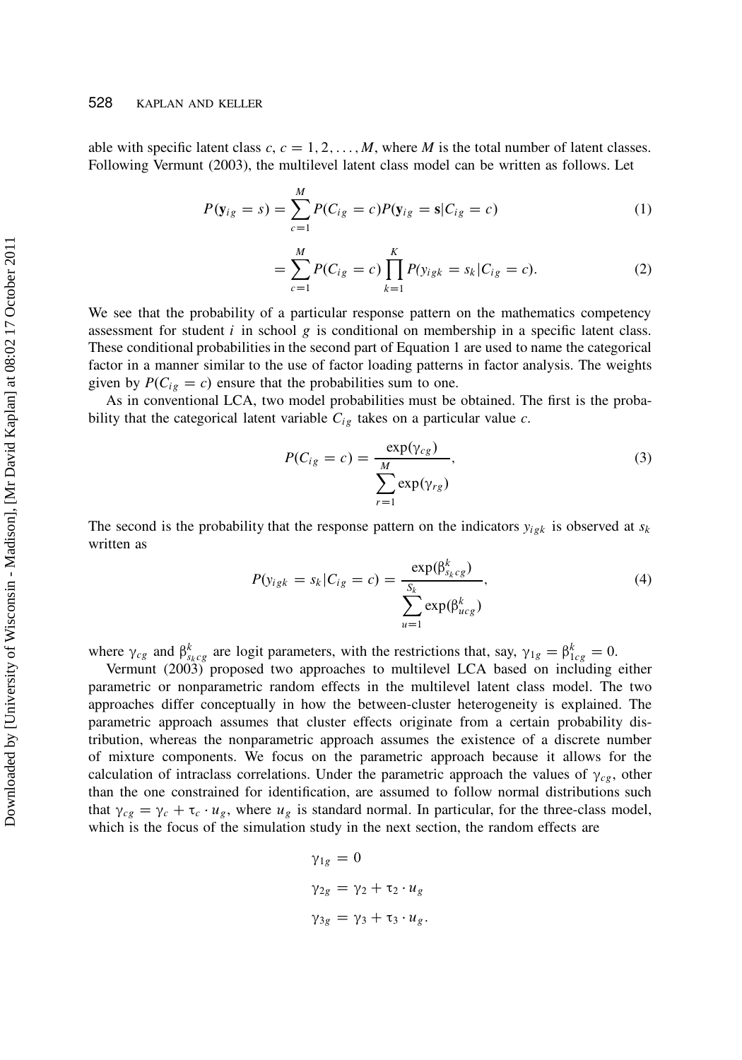able with specific latent class $c$, $c = 1, 2, \ldots, M$, where $M$ is the total number of latent classes. Following Vermunt (2003), the multilevel latent class model can be written as follows. Let

$$P(\mathbf{y}_{ig} = s) = \sum_{c=1}^{M} P(C_{ig} = c) P(\mathbf{y}_{ig} = \mathbf{s} | C_{ig} = c) \tag{1}$$

$$= \sum_{c=1}^{M} P(C_{ig} = c) \prod_{k=1}^{K} P(y_{igk} = s_k | C_{ig} = c). \tag{2}$$

We see that the probability of a particular response pattern on the mathematics competency assessment for student $i$ in school $g$ is conditional on membership in a specific latent class. These conditional probabilities in the second part of Equation 1 are used to name the categorical factor in a manner similar to the use of factor loading patterns in factor analysis. The weights given by $P(C_{ig} = c)$ ensure that the probabilities sum to one.

As in conventional LCA, two model probabilities must be obtained. The first is the probability that the categorical latent variable $C_{ig}$ takes on a particular value $c$.

$$P(C_{ig} = c) = \frac{\exp(\gamma_{cg})}{\sum_{r=1}^{M} \exp(\gamma_{rg})}, \tag{3}$$

The second is the probability that the response pattern on the indicators $y_{igk}$ is observed at $s_k$ written as

$$P(y_{igk} = s_k | C_{ig} = c) = \frac{\exp(\beta^{k}_{s_k cg})}{\sum_{u=1}^{S_k} \exp(\beta^{k}_{ucg})}, \tag{4}$$

where $\gamma_{cg}$ and $\beta^{k}_{s_k cg}$ are logit parameters, with the restrictions that, say, $\gamma_{1g} = \beta^{k}_{1cg} = 0$.

Vermunt (2003) proposed two approaches to multilevel LCA based on including either parametric or nonparametric random effects in the multilevel latent class model. The two approaches differ conceptually in how the between-cluster heterogeneity is explained. The parametric approach assumes that cluster effects originate from a certain probability distribution, whereas the nonparametric approach assumes the existence of a discrete number of mixture components. We focus on the parametric approach because it allows for the calculation of intraclass correlations. Under the parametric approach the values of $\gamma_{cg}$, other than the one constrained for identification, are assumed to follow normal distributions such that $\gamma_{cg} = \gamma_c + \tau_c \cdot u_g$, where $u_g$ is standard normal. In particular, for the three-class model, which is the focus of the simulation study in the next section, the random effects are

$$\gamma_{1g} = 0$$

$$\gamma_{2g} = \gamma_2 + \tau_2 \cdot u_g$$

$$\gamma_{3g} = \gamma_3 + \tau_3 \cdot u_g.$$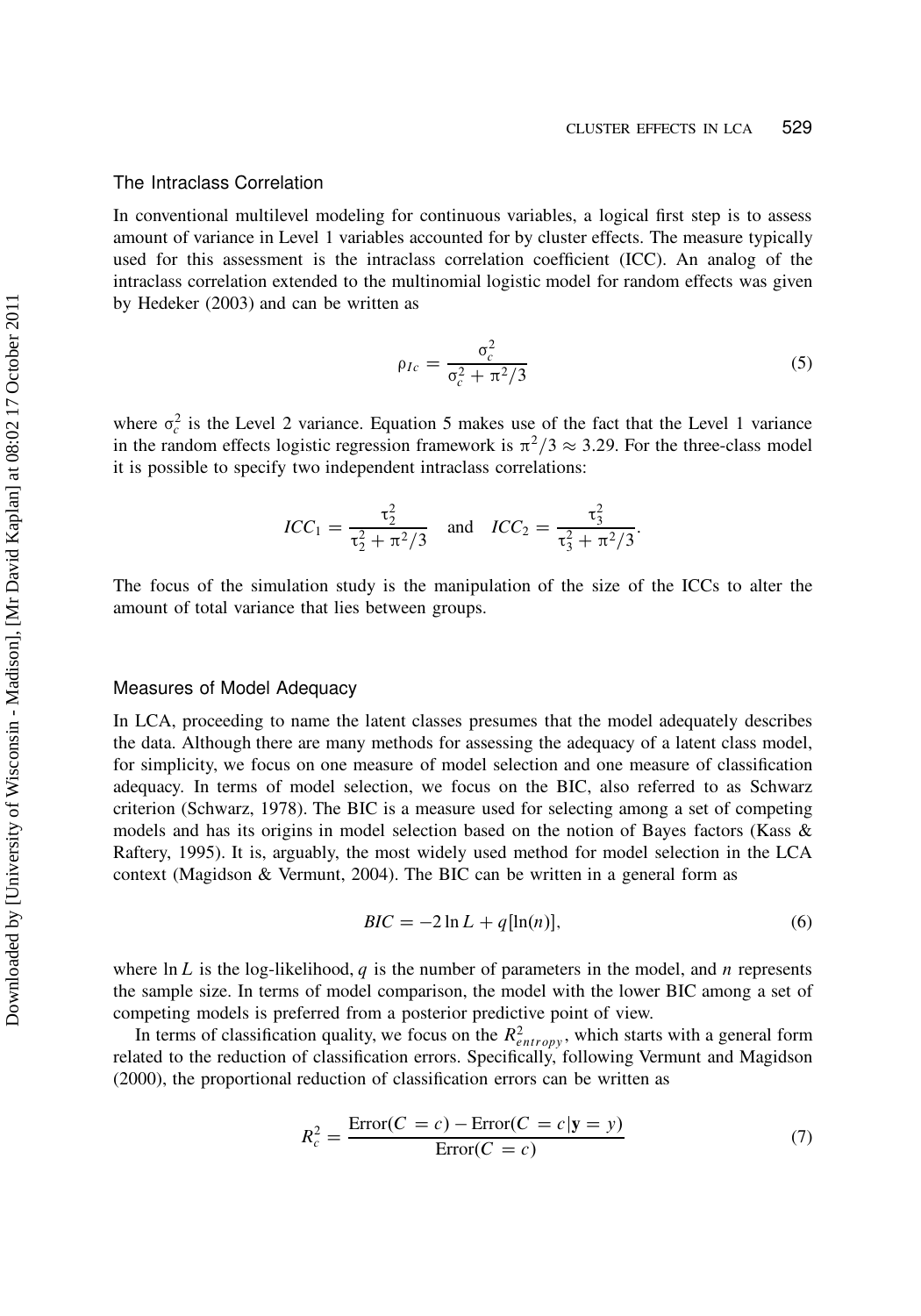## The Intraclass Correlation

In conventional multilevel modeling for continuous variables, a logical first step is to assess amount of variance in Level 1 variables accounted for by cluster effects. The measure typically used for this assessment is the intraclass correlation coefficient (ICC). An analog of the intraclass correlation extended to the multinomial logistic model for random effects was given by Hedeker (2003) and can be written as

$$\rho_{Ic} = \frac{\sigma_c^2}{\sigma_c^2 + \pi^2/3} \tag{5}$$

where $\sigma_c^2$ is the Level 2 variance. Equation 5 makes use of the fact that the Level 1 variance in the random effects logistic regression framework is $\pi^2/3 \approx 3.29$. For the three-class model it is possible to specify two independent intraclass correlations:

$$ICC_1 = \frac{\tau_2^2}{\tau_2^2 + \pi^2/3} \quad \text{and} \quad ICC_2 = \frac{\tau_3^2}{\tau_3^2 + \pi^2/3}.$$

The focus of the simulation study is the manipulation of the size of the ICCs to alter the amount of total variance that lies between groups.

## Measures of Model Adequacy

In LCA, proceeding to name the latent classes presumes that the model adequately describes the data. Although there are many methods for assessing the adequacy of a latent class model, for simplicity, we focus on one measure of model selection and one measure of classification adequacy. In terms of model selection, we focus on the BIC, also referred to as Schwarz criterion (Schwarz, 1978). The BIC is a measure used for selecting among a set of competing models and has its origins in model selection based on the notion of Bayes factors (Kass & Raftery, 1995). It is, arguably, the most widely used method for model selection in the LCA context (Magidson & Vermunt, 2004). The BIC can be written in a general form as

$$BIC = -2 \ln L + q[\ln(n)], \tag{6}$$

where $\ln L$ is the log-likelihood, $q$ is the number of parameters in the model, and $n$ represents the sample size. In terms of model comparison, the model with the lower BIC among a set of competing models is preferred from a posterior predictive point of view.

In terms of classification quality, we focus on the $R^2_{entropy}$, which starts with a general form related to the reduction of classification errors. Specifically, following Vermunt and Magidson (2000), the proportional reduction of classification errors can be written as

$$R_c^2 = \frac{\text{Error}(C = c) - \text{Error}(C = c|\mathbf{y} = y)}{\text{Error}(C = c)} \tag{7}$$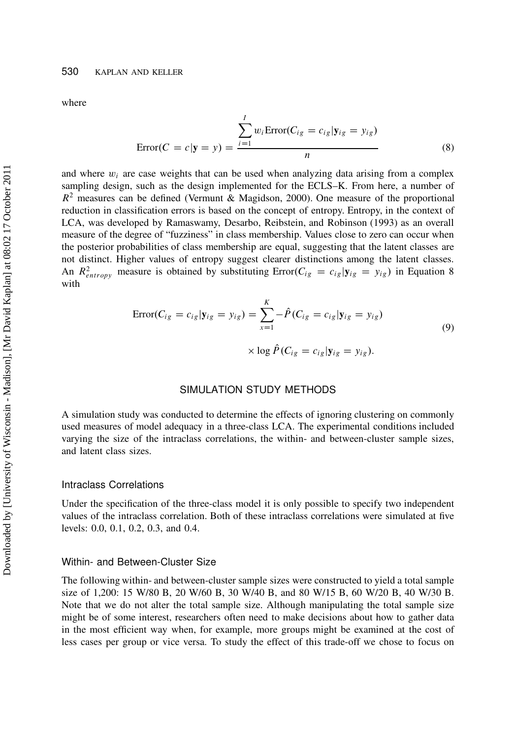where

$$\text{Error}(C = c|\mathbf{y} = y) = \frac{\sum_{i=1}^{I} w_i \text{Error}(C_{ig} = c_{ig}|\mathbf{y}_{ig} = y_{ig})}{n} \tag{8}$$

and where $w_i$ are case weights that can be used when analyzing data arising from a complex sampling design, such as the design implemented for the ECLS–K. From here, a number of $R^2$ measures can be defined (Vermunt & Magidson, 2000). One measure of the proportional reduction in classification errors is based on the concept of entropy. Entropy, in the context of LCA, was developed by Ramaswamy, Desarbo, Reibstein, and Robinson (1993) as an overall measure of the degree of "fuzziness" in class membership. Values close to zero can occur when the posterior probabilities of class membership are equal, suggesting that the latent classes are not distinct. Higher values of entropy suggest clearer distinctions among the latent classes. An $R^2_{entropy}$ measure is obtained by substituting $\text{Error}(C_{ig} = c_{ig}|\mathbf{y}_{ig} = y_{ig})$ in Equation 8 with

$$\text{Error}(C_{ig} = c_{ig}|\mathbf{y}_{ig} = y_{ig}) = \sum_{x=1}^{K} -\hat{P}(C_{ig} = c_{ig}|\mathbf{y}_{ig} = y_{ig}) \times \log \hat{P}(C_{ig} = c_{ig}|\mathbf{y}_{ig} = y_{ig}). \tag{9}$$

## SIMULATION STUDY METHODS

A simulation study was conducted to determine the effects of ignoring clustering on commonly used measures of model adequacy in a three-class LCA. The experimental conditions included varying the size of the intraclass correlations, the within- and between-cluster sample sizes, and latent class sizes.

### Intraclass Correlations

Under the specification of the three-class model it is only possible to specify two independent values of the intraclass correlation. Both of these intraclass correlations were simulated at five levels: 0.0, 0.1, 0.2, 0.3, and 0.4.

### Within- and Between-Cluster Size

The following within- and between-cluster sample sizes were constructed to yield a total sample size of 1,200: 15 W/80 B, 20 W/60 B, 30 W/40 B, and 80 W/15 B, 60 W/20 B, 40 W/30 B. Note that we do not alter the total sample size. Although manipulating the total sample size might be of some interest, researchers often need to make decisions about how to gather data in the most efficient way when, for example, more groups might be examined at the cost of less cases per group or vice versa. To study the effect of this trade-off we chose to focus on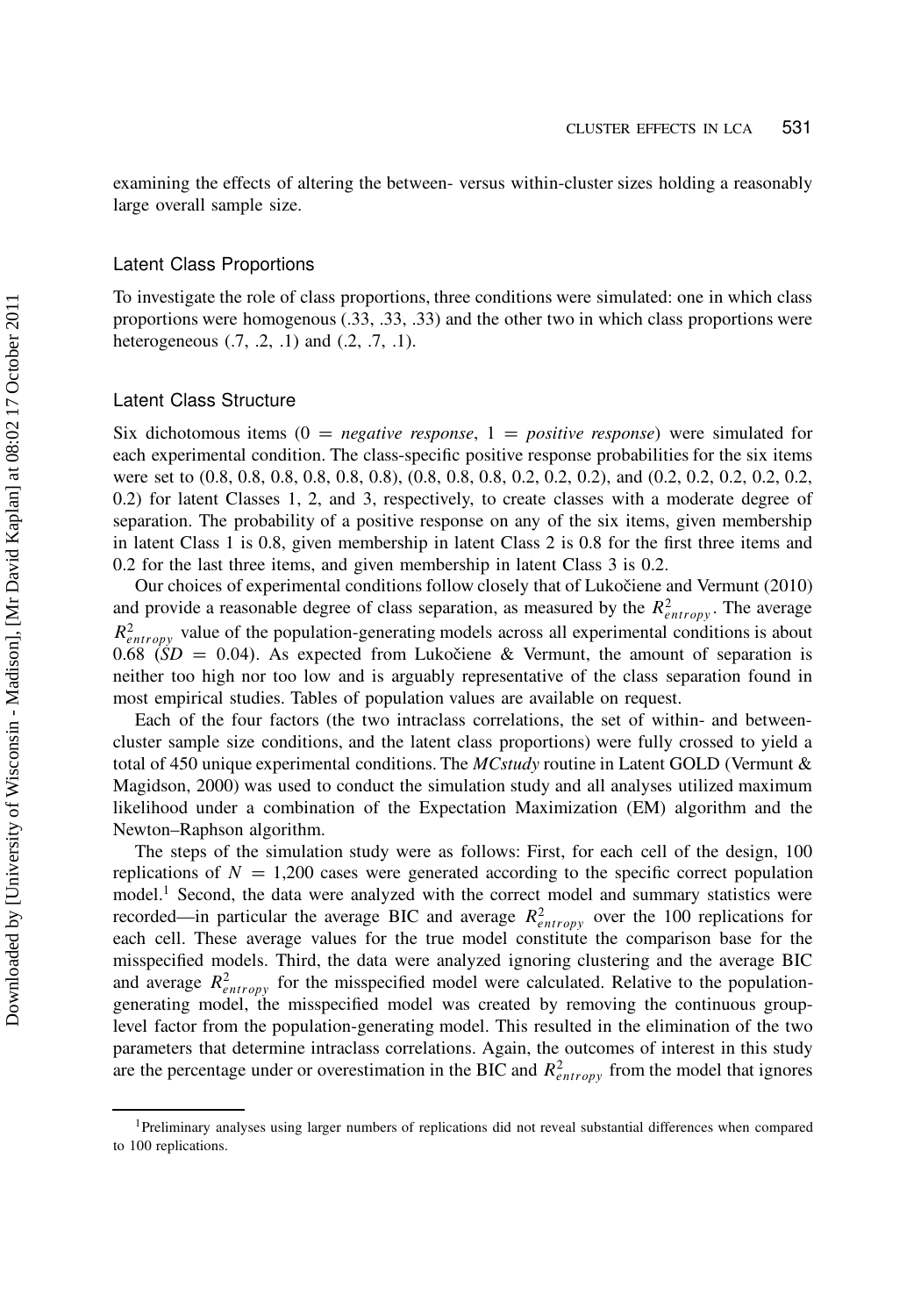examining the effects of altering the between- versus within-cluster sizes holding a reasonably large overall sample size.

### Latent Class Proportions

To investigate the role of class proportions, three conditions were simulated: one in which class proportions were homogenous (.33, .33, .33) and the other two in which class proportions were heterogeneous (.7, .2, .1) and (.2, .7, .1).

### Latent Class Structure

Six dichotomous items (0 = *negative response*, 1 = *positive response*) were simulated for each experimental condition. The class-specific positive response probabilities for the six items were set to (0.8, 0.8, 0.8, 0.8, 0.8, 0.8), (0.8, 0.8, 0.8, 0.2, 0.2, 0.2), and (0.2, 0.2, 0.2, 0.2, 0.2, 0.2) for latent Classes 1, 2, and 3, respectively, to create classes with a moderate degree of separation. The probability of a positive response on any of the six items, given membership in latent Class 1 is 0.8, given membership in latent Class 2 is 0.8 for the first three items and 0.2 for the last three items, and given membership in latent Class 3 is 0.2.

Our choices of experimental conditions follow closely that of Lukočiene and Vermunt (2010) and provide a reasonable degree of class separation, as measured by the $R^2_{entropy}$. The average $R^2_{entropy}$ value of the population-generating models across all experimental conditions is about 0.68 ($SD = 0.04$). As expected from Lukočiene & Vermunt, the amount of separation is neither too high nor too low and is arguably representative of the class separation found in most empirical studies. Tables of population values are available on request.

Each of the four factors (the two intraclass correlations, the set of within- and between-cluster sample size conditions, and the latent class proportions) were fully crossed to yield a total of 450 unique experimental conditions. The *MCstudy* routine in Latent GOLD (Vermunt & Magidson, 2000) was used to conduct the simulation study and all analyses utilized maximum likelihood under a combination of the Expectation Maximization (EM) algorithm and the Newton–Raphson algorithm.

The steps of the simulation study were as follows: First, for each cell of the design, 100 replications of $N = 1{,}200$ cases were generated according to the specific correct population model.[1] Second, the data were analyzed with the correct model and summary statistics were recorded—in particular the average BIC and average $R^2_{entropy}$ over the 100 replications for each cell. These average values for the true model constitute the comparison base for the misspecified models. Third, the data were analyzed ignoring clustering and the average BIC and average $R^2_{entropy}$ for the misspecified model were calculated. Relative to the population-generating model, the misspecified model was created by removing the continuous group-level factor from the population-generating model. This resulted in the elimination of the two parameters that determine intraclass correlations. Again, the outcomes of interest in this study are the percentage under or overestimation in the BIC and $R^2_{entropy}$ from the model that ignores

[1]Preliminary analyses using larger numbers of replications did not reveal substantial differences when compared to 100 replications.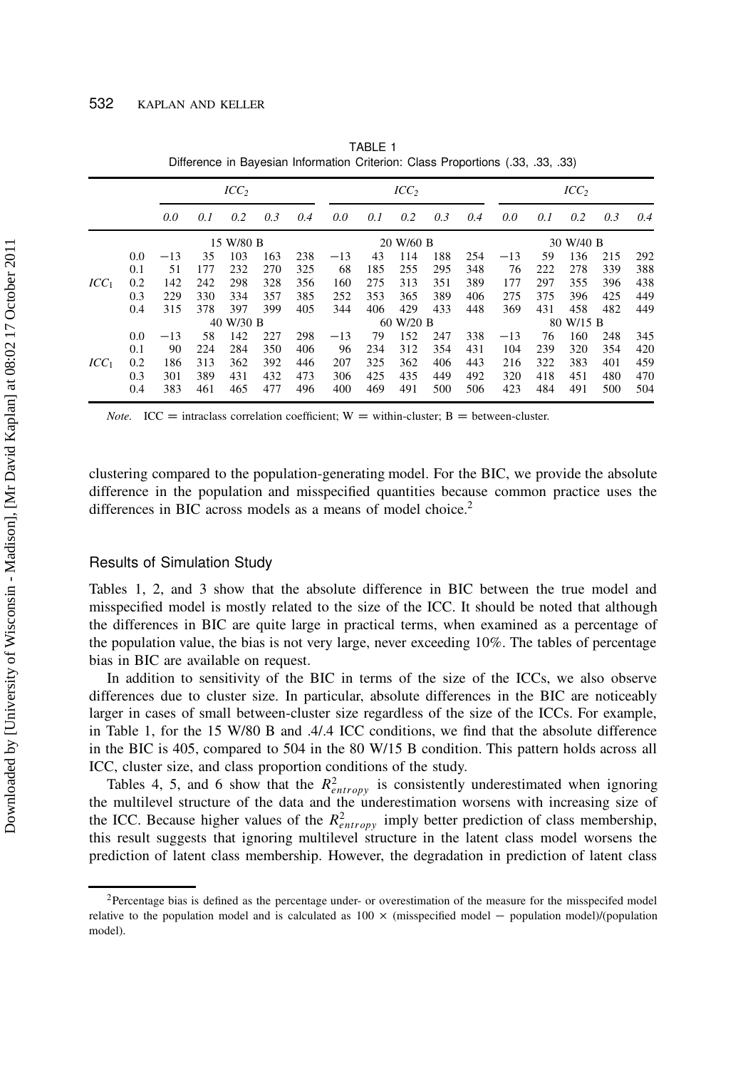TABLE 1
Difference in Bayesian Information Criterion: Class Proportions (.33, .33, .33)

| | | $ICC_2$ | | | | | $ICC_2$ | | | | | $ICC_2$ | | | | |
|---|---|---|---|---|---|---|---|---|---|---|---|---|---|---|---|---|
| | | *0.0* | *0.1* | *0.2* | *0.3* | *0.4* | *0.0* | *0.1* | *0.2* | *0.3* | *0.4* | *0.0* | *0.1* | *0.2* | *0.3* | *0.4* |
| | | 15 W/80 B | | | | | 20 W/60 B | | | | | 30 W/40 B | | | | |
| | 0.0 | −13 | 35 | 103 | 163 | 238 | −13 | 43 | 114 | 188 | 254 | −13 | 59 | 136 | 215 | 292 |
| | 0.1 | 51 | 177 | 232 | 270 | 325 | 68 | 185 | 255 | 295 | 348 | 76 | 222 | 278 | 339 | 388 |
| $ICC_1$ | 0.2 | 142 | 242 | 298 | 328 | 356 | 160 | 275 | 313 | 351 | 389 | 177 | 297 | 355 | 396 | 438 |
| | 0.3 | 229 | 330 | 334 | 357 | 385 | 252 | 353 | 365 | 389 | 406 | 275 | 375 | 396 | 425 | 449 |
| | 0.4 | 315 | 378 | 397 | 399 | 405 | 344 | 406 | 429 | 433 | 448 | 369 | 431 | 458 | 482 | 449 |
| | | 40 W/30 B | | | | | 60 W/20 B | | | | | 80 W/15 B | | | | |
| | 0.0 | −13 | 58 | 142 | 227 | 298 | −13 | 79 | 152 | 247 | 338 | −13 | 76 | 160 | 248 | 345 |
| | 0.1 | 90 | 224 | 284 | 350 | 406 | 96 | 234 | 312 | 354 | 431 | 104 | 239 | 320 | 354 | 420 |
| $ICC_1$ | 0.2 | 186 | 313 | 362 | 392 | 446 | 207 | 325 | 362 | 406 | 443 | 216 | 322 | 383 | 401 | 459 |
| | 0.3 | 301 | 389 | 431 | 432 | 473 | 306 | 425 | 435 | 449 | 492 | 320 | 418 | 451 | 480 | 470 |
| | 0.4 | 383 | 461 | 465 | 477 | 496 | 400 | 469 | 491 | 500 | 506 | 423 | 484 | 491 | 500 | 504 |

*Note.* ICC = intraclass correlation coefficient; W = within-cluster; B = between-cluster.

clustering compared to the population-generating model. For the BIC, we provide the absolute difference in the population and misspecified quantities because common practice uses the differences in BIC across models as a means of model choice.[2]

## Results of Simulation Study

Tables 1, 2, and 3 show that the absolute difference in BIC between the true model and misspecified model is mostly related to the size of the ICC. It should be noted that although the differences in BIC are quite large in practical terms, when examined as a percentage of the population value, the bias is not very large, never exceeding 10%. The tables of percentage bias in BIC are available on request.

In addition to sensitivity of the BIC in terms of the size of the ICCs, we also observe differences due to cluster size. In particular, absolute differences in the BIC are noticeably larger in cases of small between-cluster size regardless of the size of the ICCs. For example, in Table 1, for the 15 W/80 B and .4/.4 ICC conditions, we find that the absolute difference in the BIC is 405, compared to 504 in the 80 W/15 B condition. This pattern holds across all ICC, cluster size, and class proportion conditions of the study.

Tables 4, 5, and 6 show that the $R^2_{entropy}$ is consistently underestimated when ignoring the multilevel structure of the data and the underestimation worsens with increasing size of the ICC. Because higher values of the $R^2_{entropy}$ imply better prediction of class membership, this result suggests that ignoring multilevel structure in the latent class model worsens the prediction of latent class membership. However, the degradation in prediction of latent class

[2]Percentage bias is defined as the percentage under- or overestimation of the measure for the misspecifed model relative to the population model and is calculated as $100 \times$ (misspecified model − population model)/(population model).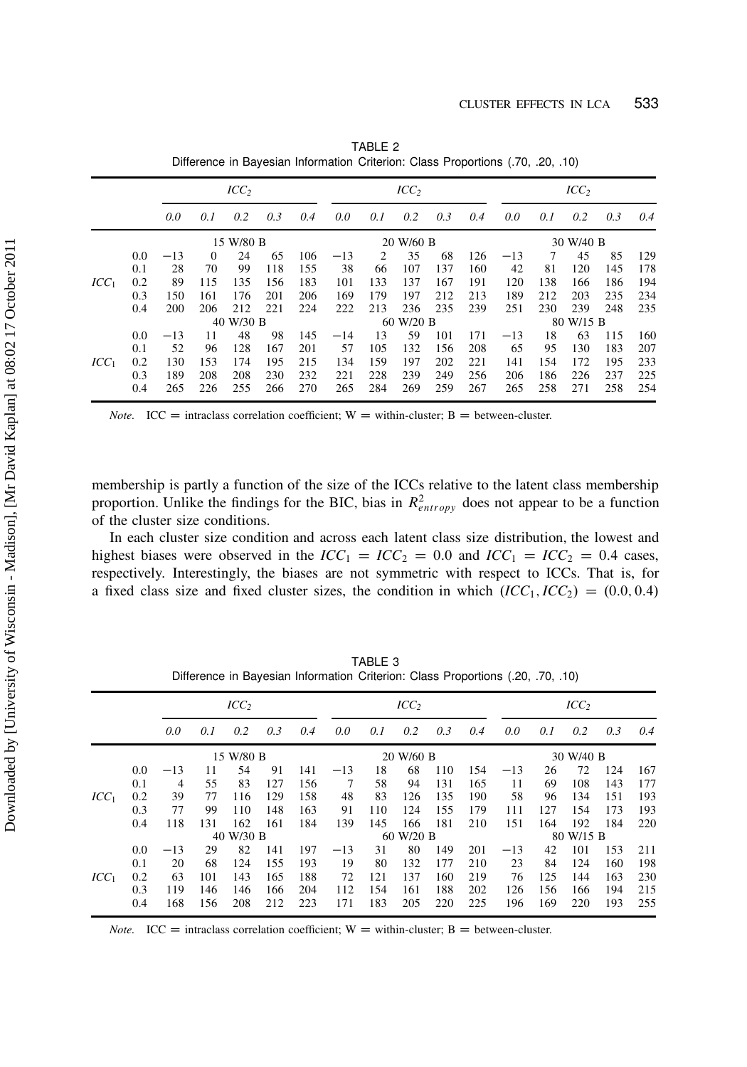TABLE 2
Difference in Bayesian Information Criterion: Class Proportions (.70, .20, .10)

| | | $ICC_2$ | | | | | $ICC_2$ | | | | | $ICC_2$ | | | | |
|---|---|---|---|---|---|---|---|---|---|---|---|---|---|---|---|---|
| | | *0.0* | *0.1* | *0.2* | *0.3* | *0.4* | *0.0* | *0.1* | *0.2* | *0.3* | *0.4* | *0.0* | *0.1* | *0.2* | *0.3* | *0.4* |
| | | 15 W/80 B | | | | | 20 W/60 B | | | | | 30 W/40 B | | | | |
| | 0.0 | −13 | 0 | 24 | 65 | 106 | −13 | 2 | 35 | 68 | 126 | −13 | 7 | 45 | 85 | 129 |
| | 0.1 | 28 | 70 | 99 | 118 | 155 | 38 | 66 | 107 | 137 | 160 | 42 | 81 | 120 | 145 | 178 |
| $ICC_1$ | 0.2 | 89 | 115 | 135 | 156 | 183 | 101 | 133 | 137 | 167 | 191 | 120 | 138 | 166 | 186 | 194 |
| | 0.3 | 150 | 161 | 176 | 201 | 206 | 169 | 179 | 197 | 212 | 213 | 189 | 212 | 203 | 235 | 234 |
| | 0.4 | 200 | 206 | 212 | 221 | 224 | 222 | 213 | 236 | 235 | 239 | 251 | 230 | 239 | 248 | 235 |
| | | 40 W/30 B | | | | | 60 W/20 B | | | | | 80 W/15 B | | | | |
| | 0.0 | −13 | 11 | 48 | 98 | 145 | −14 | 13 | 59 | 101 | 171 | −13 | 18 | 63 | 115 | 160 |
| | 0.1 | 52 | 96 | 128 | 167 | 201 | 57 | 105 | 132 | 156 | 208 | 65 | 95 | 130 | 183 | 207 |
| $ICC_1$ | 0.2 | 130 | 153 | 174 | 195 | 215 | 134 | 159 | 197 | 202 | 221 | 141 | 154 | 172 | 195 | 233 |
| | 0.3 | 189 | 208 | 208 | 230 | 232 | 221 | 228 | 239 | 249 | 256 | 206 | 186 | 226 | 237 | 225 |
| | 0.4 | 265 | 226 | 255 | 266 | 270 | 265 | 284 | 269 | 259 | 267 | 265 | 258 | 271 | 258 | 254 |

*Note.* ICC = intraclass correlation coefficient; W = within-cluster; B = between-cluster.

membership is partly a function of the size of the ICCs relative to the latent class membership proportion. Unlike the findings for the BIC, bias in $R^2_{entropy}$ does not appear to be a function of the cluster size conditions.

In each cluster size condition and across each latent class size distribution, the lowest and highest biases were observed in the $ICC_1 = ICC_2 = 0.0$ and $ICC_1 = ICC_2 = 0.4$ cases, respectively. Interestingly, the biases are not symmetric with respect to ICCs. That is, for a fixed class size and fixed cluster sizes, the condition in which $(ICC_1, ICC_2) = (0.0, 0.4)$

TABLE 3
Difference in Bayesian Information Criterion: Class Proportions (.20, .70, .10)

| | | $ICC_2$ | | | | | $ICC_2$ | | | | | $ICC_2$ | | | | |
|---|---|---|---|---|---|---|---|---|---|---|---|---|---|---|---|---|
| | | *0.0* | *0.1* | *0.2* | *0.3* | *0.4* | *0.0* | *0.1* | *0.2* | *0.3* | *0.4* | *0.0* | *0.1* | *0.2* | *0.3* | *0.4* |
| | | 15 W/80 B | | | | | 20 W/60 B | | | | | 30 W/40 B | | | | |
| | 0.0 | −13 | 11 | 54 | 91 | 141 | −13 | 18 | 68 | 110 | 154 | −13 | 26 | 72 | 124 | 167 |
| | 0.1 | 4 | 55 | 83 | 127 | 156 | 7 | 58 | 94 | 131 | 165 | 11 | 69 | 108 | 143 | 177 |
| $ICC_1$ | 0.2 | 39 | 77 | 116 | 129 | 158 | 48 | 83 | 126 | 135 | 190 | 58 | 96 | 134 | 151 | 193 |
| | 0.3 | 77 | 99 | 110 | 148 | 163 | 91 | 110 | 124 | 155 | 179 | 111 | 127 | 154 | 173 | 193 |
| | 0.4 | 118 | 131 | 162 | 161 | 184 | 139 | 145 | 166 | 181 | 210 | 151 | 164 | 192 | 184 | 220 |
| | | 40 W/30 B | | | | | 60 W/20 B | | | | | 80 W/15 B | | | | |
| | 0.0 | −13 | 29 | 82 | 141 | 197 | −13 | 31 | 80 | 149 | 201 | −13 | 42 | 101 | 153 | 211 |
| | 0.1 | 20 | 68 | 124 | 155 | 193 | 19 | 80 | 132 | 177 | 210 | 23 | 84 | 124 | 160 | 198 |
| $ICC_1$ | 0.2 | 63 | 101 | 143 | 165 | 188 | 72 | 121 | 137 | 160 | 219 | 76 | 125 | 144 | 163 | 230 |
| | 0.3 | 119 | 146 | 146 | 166 | 204 | 112 | 154 | 161 | 188 | 202 | 126 | 156 | 166 | 194 | 215 |
| | 0.4 | 168 | 156 | 208 | 212 | 223 | 171 | 183 | 205 | 220 | 225 | 196 | 169 | 220 | 193 | 255 |

*Note.* ICC = intraclass correlation coefficient; W = within-cluster; B = between-cluster.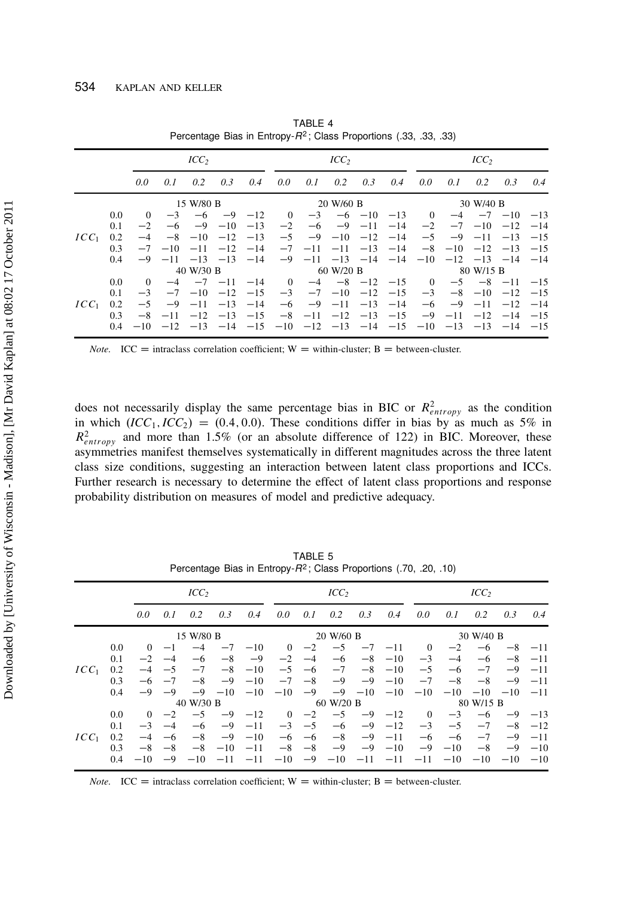TABLE 4
Percentage Bias in Entropy-$R^2$; Class Proportions (.33, .33, .33)

| | | $ICC_2$ | | | | | $ICC_2$ | | | | | $ICC_2$ | | | | |
|---|---|---|---|---|---|---|---|---|---|---|---|---|---|---|---|---|
| | | *0.0* | *0.1* | *0.2* | *0.3* | *0.4* | *0.0* | *0.1* | *0.2* | *0.3* | *0.4* | *0.0* | *0.1* | *0.2* | *0.3* | *0.4* |
| | | 15 W/80 B | | | | | 20 W/60 B | | | | | 30 W/40 B | | | | |
| $ICC_1$ | 0.0 | 0 | −3 | −6 | −9 | −12 | 0 | −3 | −6 | −10 | −13 | 0 | −4 | −7 | −10 | −13 |
| | 0.1 | −2 | −6 | −9 | −10 | −13 | −2 | −6 | −9 | −11 | −14 | −2 | −7 | −10 | −12 | −14 |
| | 0.2 | −4 | −8 | −10 | −12 | −13 | −5 | −9 | −10 | −12 | −14 | −5 | −9 | −11 | −13 | −15 |
| | 0.3 | −7 | −10 | −11 | −12 | −14 | −7 | −11 | −11 | −13 | −14 | −8 | −10 | −12 | −13 | −15 |
| | 0.4 | −9 | −11 | −13 | −13 | −14 | −9 | −11 | −13 | −14 | −14 | −10 | −12 | −13 | −14 | −14 |
| | | 40 W/30 B | | | | | 60 W/20 B | | | | | 80 W/15 B | | | | |
| $ICC_1$ | 0.0 | 0 | −4 | −7 | −11 | −14 | 0 | −4 | −8 | −12 | −15 | 0 | −5 | −8 | −11 | −15 |
| | 0.1 | −3 | −7 | −10 | −12 | −15 | −3 | −7 | −10 | −12 | −15 | −3 | −8 | −10 | −12 | −15 |
| | 0.2 | −5 | −9 | −11 | −13 | −14 | −6 | −9 | −11 | −13 | −14 | −6 | −9 | −11 | −12 | −14 |
| | 0.3 | −8 | −11 | −12 | −13 | −15 | −8 | −11 | −12 | −13 | −15 | −9 | −11 | −12 | −14 | −15 |
| | 0.4 | −10 | −12 | −13 | −14 | −15 | −10 | −12 | −13 | −14 | −15 | −10 | −13 | −13 | −14 | −15 |

*Note.* ICC = intraclass correlation coefficient; W = within-cluster; B = between-cluster.

does not necessarily display the same percentage bias in BIC or $R^2_{entropy}$ as the condition in which $(ICC_1, ICC_2) = (0.4, 0.0)$. These conditions differ in bias by as much as 5% in $R^2_{entropy}$ and more than 1.5% (or an absolute difference of 122) in BIC. Moreover, these asymmetries manifest themselves systematically in different magnitudes across the three latent class size conditions, suggesting an interaction between latent class proportions and ICCs. Further research is necessary to determine the effect of latent class proportions and response probability distribution on measures of model and predictive adequacy.

TABLE 5
Percentage Bias in Entropy-$R^2$; Class Proportions (.70, .20, .10)

| | | $ICC_2$ | | | | | $ICC_2$ | | | | | $ICC_2$ | | | | |
|---|---|---|---|---|---|---|---|---|---|---|---|---|---|---|---|---|
| | | *0.0* | *0.1* | *0.2* | *0.3* | *0.4* | *0.0* | *0.1* | *0.2* | *0.3* | *0.4* | *0.0* | *0.1* | *0.2* | *0.3* | *0.4* |
| | | 15 W/80 B | | | | | 20 W/60 B | | | | | 30 W/40 B | | | | |
| $ICC_1$ | 0.0 | 0 | −1 | −4 | −7 | −10 | 0 | −2 | −5 | −7 | −11 | 0 | −2 | −6 | −8 | −11 |
| | 0.1 | −2 | −4 | −6 | −8 | −9 | −2 | −4 | −6 | −8 | −10 | −3 | −4 | −6 | −8 | −11 |
| | 0.2 | −4 | −5 | −7 | −8 | −10 | −5 | −6 | −7 | −8 | −10 | −5 | −6 | −7 | −9 | −11 |
| | 0.3 | −6 | −7 | −8 | −9 | −10 | −7 | −8 | −9 | −9 | −10 | −7 | −8 | −8 | −9 | −11 |
| | 0.4 | −9 | −9 | −10 | −10 | −10 | −10 | −9 | −10 | −10 | −10 | −10 | −10 | −10 | −10 | −11 |
| | | 40 W/30 B | | | | | 60 W/20 B | | | | | 80 W/15 B | | | | |
| $ICC_1$ | 0.0 | 0 | −2 | −5 | −9 | −12 | 0 | −2 | −5 | −9 | −12 | 0 | −3 | −6 | −9 | −13 |
| | 0.1 | −3 | −4 | −6 | −9 | −11 | −3 | −5 | −6 | −9 | −12 | −3 | −5 | −7 | −8 | −12 |
| | 0.2 | −4 | −6 | −8 | −9 | −10 | −6 | −6 | −8 | −9 | −11 | −6 | −6 | −7 | −9 | −11 |
| | 0.3 | −8 | −8 | −8 | −10 | −11 | −8 | −8 | −9 | −9 | −10 | −9 | −10 | −8 | −9 | −10 |
| | 0.4 | −10 | −9 | −10 | −11 | −11 | −10 | −9 | −10 | −11 | −11 | −11 | −10 | −10 | −10 | −10 |

*Note.* ICC = intraclass correlation coefficient; W = within-cluster; B = between-cluster.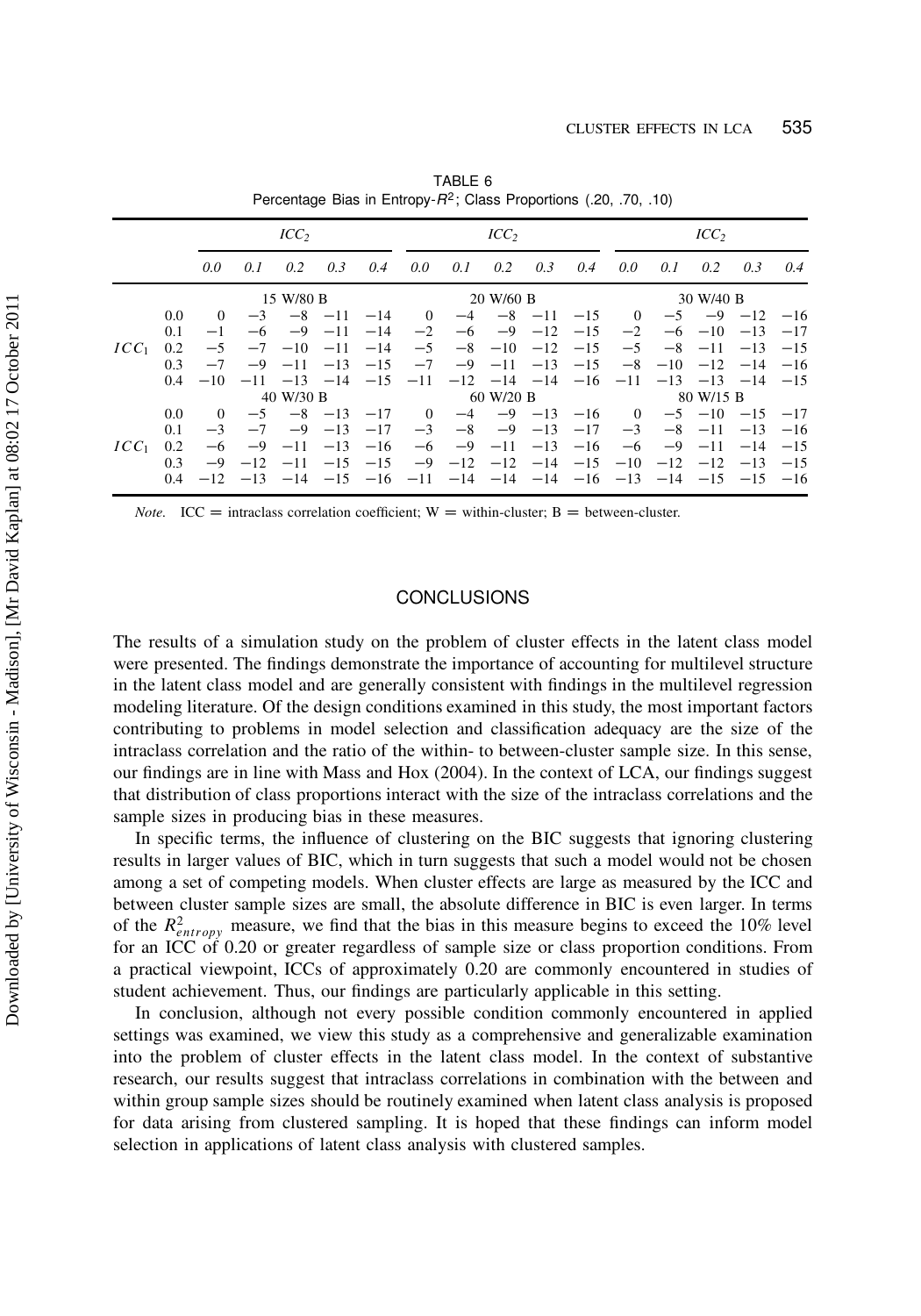TABLE 6
Percentage Bias in Entropy-$R^2$; Class Proportions (.20, .70, .10)

| | | $ICC_2$ | | | | | $ICC_2$ | | | | | $ICC_2$ | | | | |
|---|---|---|---|---|---|---|---|---|---|---|---|---|---|---|---|---|
| | | *0.0* | *0.1* | *0.2* | *0.3* | *0.4* | *0.0* | *0.1* | *0.2* | *0.3* | *0.4* | *0.0* | *0.1* | *0.2* | *0.3* | *0.4* |
| | | 15 W/80 B | | | | | 20 W/60 B | | | | | 30 W/40 B | | | | |
| | 0.0 | 0 | −3 | −8 | −11 | −14 | 0 | −4 | −8 | −11 | −15 | 0 | −5 | −9 | −12 | −16 |
| | 0.1 | −1 | −6 | −9 | −11 | −14 | −2 | −6 | −9 | −12 | −15 | −2 | −6 | −10 | −13 | −17 |
| $ICC_1$ | 0.2 | −5 | −7 | −10 | −11 | −14 | −5 | −8 | −10 | −12 | −15 | −5 | −8 | −11 | −13 | −15 |
| | 0.3 | −7 | −9 | −11 | −13 | −15 | −7 | −9 | −11 | −13 | −15 | −8 | −10 | −12 | −14 | −16 |
| | 0.4 | −10 | −11 | −13 | −14 | −15 | −11 | −12 | −14 | −14 | −16 | −11 | −13 | −13 | −14 | −15 |
| | | 40 W/30 B | | | | | 60 W/20 B | | | | | 80 W/15 B | | | | |
| | 0.0 | 0 | −5 | −8 | −13 | −17 | 0 | −4 | −9 | −13 | −16 | 0 | −5 | −10 | −15 | −17 |
| | 0.1 | −3 | −7 | −9 | −13 | −17 | −3 | −8 | −9 | −13 | −17 | −3 | −8 | −11 | −13 | −16 |
| $ICC_1$ | 0.2 | −6 | −9 | −11 | −13 | −16 | −6 | −9 | −11 | −13 | −16 | −6 | −9 | −11 | −14 | −15 |
| | 0.3 | −9 | −12 | −11 | −15 | −15 | −9 | −12 | −12 | −14 | −15 | −10 | −12 | −12 | −13 | −15 |
| | 0.4 | −12 | −13 | −14 | −15 | −16 | −11 | −14 | −14 | −14 | −16 | −13 | −14 | −15 | −15 | −16 |

*Note.* ICC = intraclass correlation coefficient; W = within-cluster; B = between-cluster.

## CONCLUSIONS

The results of a simulation study on the problem of cluster effects in the latent class model were presented. The findings demonstrate the importance of accounting for multilevel structure in the latent class model and are generally consistent with findings in the multilevel regression modeling literature. Of the design conditions examined in this study, the most important factors contributing to problems in model selection and classification adequacy are the size of the intraclass correlation and the ratio of the within- to between-cluster sample size. In this sense, our findings are in line with Mass and Hox (2004). In the context of LCA, our findings suggest that distribution of class proportions interact with the size of the intraclass correlations and the sample sizes in producing bias in these measures.

In specific terms, the influence of clustering on the BIC suggests that ignoring clustering results in larger values of BIC, which in turn suggests that such a model would not be chosen among a set of competing models. When cluster effects are large as measured by the ICC and between cluster sample sizes are small, the absolute difference in BIC is even larger. In terms of the $R^2_{entropy}$ measure, we find that the bias in this measure begins to exceed the 10% level for an ICC of 0.20 or greater regardless of sample size or class proportion conditions. From a practical viewpoint, ICCs of approximately 0.20 are commonly encountered in studies of student achievement. Thus, our findings are particularly applicable in this setting.

In conclusion, although not every possible condition commonly encountered in applied settings was examined, we view this study as a comprehensive and generalizable examination into the problem of cluster effects in the latent class model. In the context of substantive research, our results suggest that intraclass correlations in combination with the between and within group sample sizes should be routinely examined when latent class analysis is proposed for data arising from clustered sampling. It is hoped that these findings can inform model selection in applications of latent class analysis with clustered samples.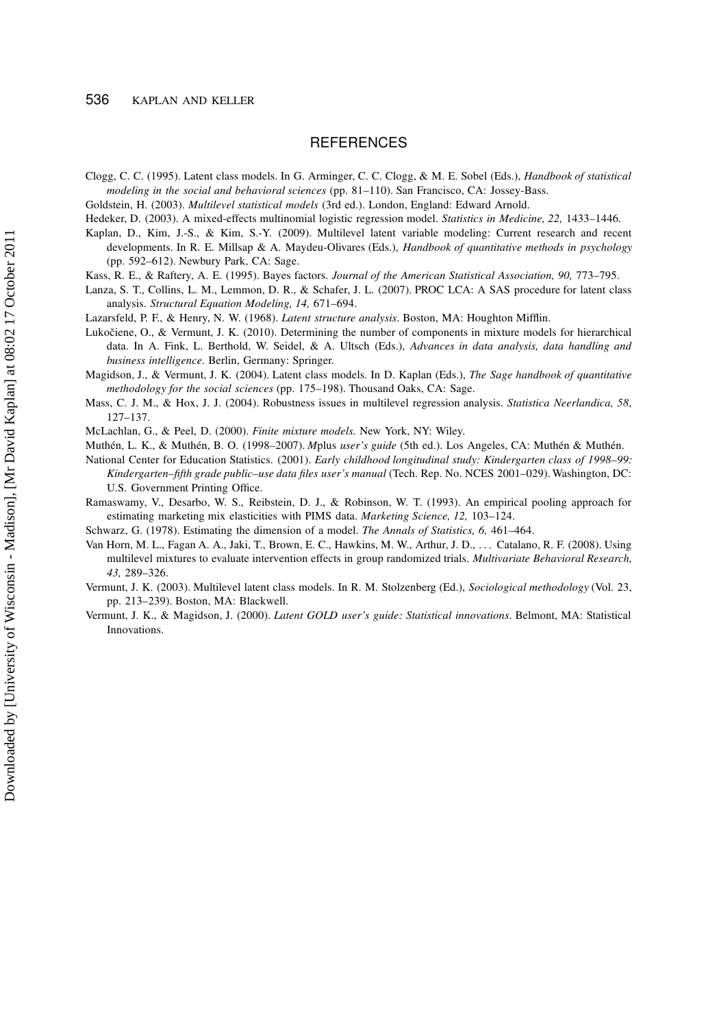## REFERENCES

Clogg, C. C. (1995). Latent class models. In G. Arminger, C. C. Clogg, & M. E. Sobel (Eds.), *Handbook of statistical modeling in the social and behavioral sciences* (pp. 81–110). San Francisco, CA: Jossey-Bass.

Goldstein, H. (2003). *Multilevel statistical models* (3rd ed.). London, England: Edward Arnold.

Hedeker, D. (2003). A mixed-effects multinomial logistic regression model. *Statistics in Medicine, 22,* 1433–1446.

Kaplan, D., Kim, J.-S., & Kim, S.-Y. (2009). Multilevel latent variable modeling: Current research and recent developments. In R. E. Millsap & A. Maydeu-Olivares (Eds.), *Handbook of quantitative methods in psychology* (pp. 592–612). Newbury Park, CA: Sage.

Kass, R. E., & Raftery, A. E. (1995). Bayes factors. *Journal of the American Statistical Association, 90,* 773–795.

Lanza, S. T., Collins, L. M., Lemmon, D. R., & Schafer, J. L. (2007). PROC LCA: A SAS procedure for latent class analysis. *Structural Equation Modeling, 14,* 671–694.

Lazarsfeld, P. F., & Henry, N. W. (1968). *Latent structure analysis*. Boston, MA: Houghton Mifflin.

Lukočiene, O., & Vermunt, J. K. (2010). Determining the number of components in mixture models for hierarchical data. In A. Fink, L. Berthold, W. Seidel, & A. Ultsch (Eds.), *Advances in data analysis, data handling and business intelligence*. Berlin, Germany: Springer.

Magidson, J., & Vermunt, J. K. (2004). Latent class models. In D. Kaplan (Eds.), *The Sage handbook of quantitative methodology for the social sciences* (pp. 175–198). Thousand Oaks, CA: Sage.

Mass, C. J. M., & Hox, J. J. (2004). Robustness issues in multilevel regression analysis. *Statistica Neerlandica, 58*, 127–137.

McLachlan, G., & Peel, D. (2000). *Finite mixture models.* New York, NY: Wiley.

Muthén, L. K., & Muthén, B. O. (1998–2007). *Mplus user's guide* (5th ed.). Los Angeles, CA: Muthén & Muthén.

National Center for Education Statistics. (2001). *Early childhood longitudinal study: Kindergarten class of 1998–99: Kindergarten–fifth grade public–use data files user's manual* (Tech. Rep. No. NCES 2001–029). Washington, DC: U.S. Government Printing Office.

Ramaswamy, V., Desarbo, W. S., Reibstein, D. J., & Robinson, W. T. (1993). An empirical pooling approach for estimating marketing mix elasticities with PIMS data. *Marketing Science, 12,* 103–124.

Schwarz, G. (1978). Estimating the dimension of a model. *The Annals of Statistics, 6,* 461–464.

Van Horn, M. L., Fagan A. A., Jaki, T., Brown, E. C., Hawkins, M. W., Arthur, J. D., ... Catalano, R. F. (2008). Using multilevel mixtures to evaluate intervention effects in group randomized trials. *Multivariate Behavioral Research, 43,* 289–326.

Vermunt, J. K. (2003). Multilevel latent class models. In R. M. Stolzenberg (Ed.), *Sociological methodology* (Vol. 23, pp. 213–239). Boston, MA: Blackwell.

Vermunt, J. K., & Magidson, J. (2000). *Latent GOLD user's guide: Statistical innovations*. Belmont, MA: Statistical Innovations.